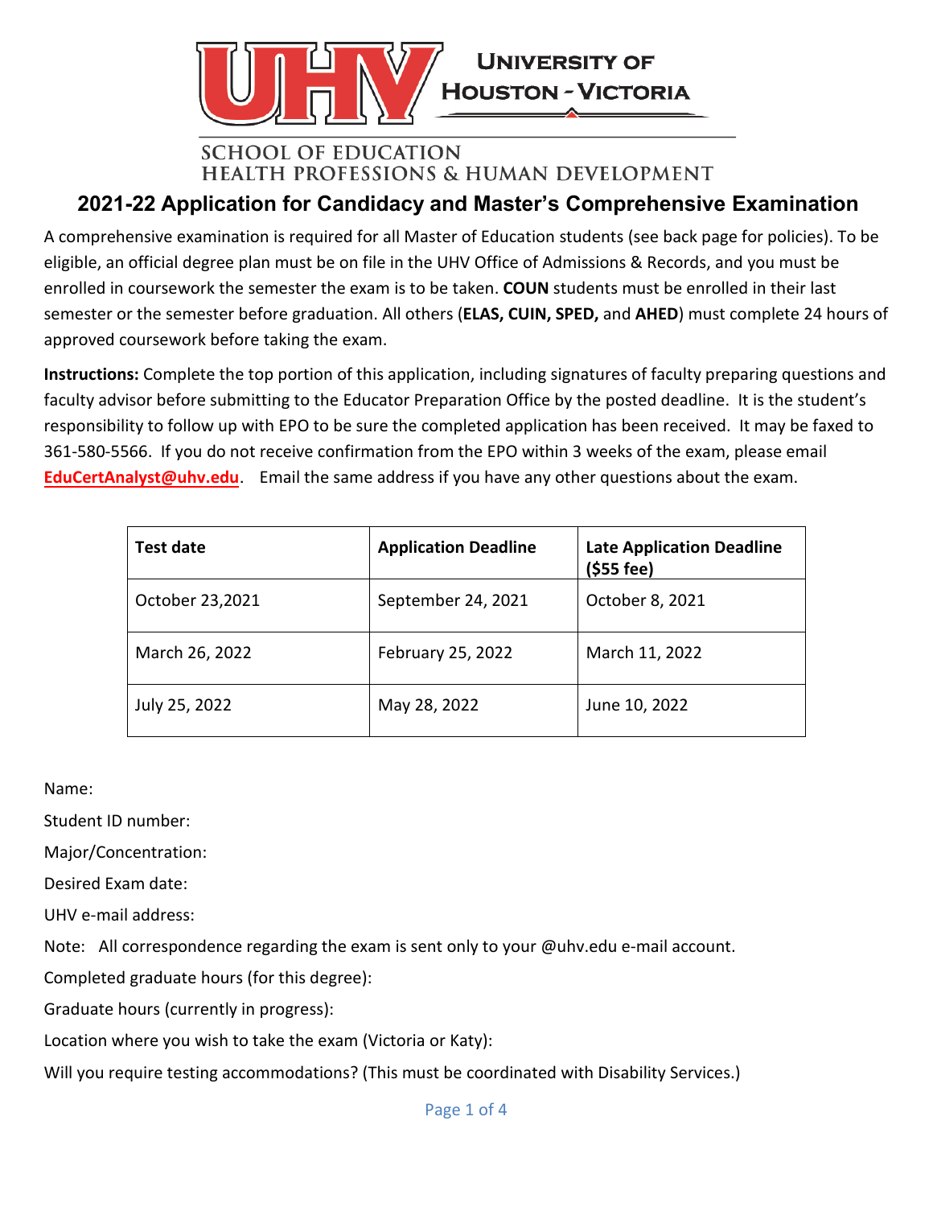UNIVERSITY OF HOUSTON - VICTORIA

SCHOOL OF EDUCATION
HEALTH PROFESSIONS & HUMAN DEVELOPMENT

# 2021-22 Application for Candidacy and Master's Comprehensive Examination

A comprehensive examination is required for all Master of Education students (see back page for policies). To be eligible, an official degree plan must be on file in the UHV Office of Admissions & Records, and you must be enrolled in coursework the semester the exam is to be taken. **COUN** students must be enrolled in their last semester or the semester before graduation. All others (**ELAS, CUIN, SPED,** and **AHED**) must complete 24 hours of approved coursework before taking the exam.

**Instructions:** Complete the top portion of this application, including signatures of faculty preparing questions and faculty advisor before submitting to the Educator Preparation Office by the posted deadline. It is the student's responsibility to follow up with EPO to be sure the completed application has been received. It may be faxed to 361-580-5566. If you do not receive confirmation from the EPO within 3 weeks of the exam, please email **EduCertAnalyst@uhv.edu**. Email the same address if you have any other questions about the exam.

| Test date | Application Deadline | Late Application Deadline ($55 fee) |
|---|---|---|
| October 23,2021 | September 24, 2021 | October 8, 2021 |
| March 26, 2022 | February 25, 2022 | March 11, 2022 |
| July 25, 2022 | May 28, 2022 | June 10, 2022 |

Name:

Student ID number:

Major/Concentration:

Desired Exam date:

UHV e-mail address:

Note: All correspondence regarding the exam is sent only to your @uhv.edu e-mail account.

Completed graduate hours (for this degree):

Graduate hours (currently in progress):

Location where you wish to take the exam (Victoria or Katy):

Will you require testing accommodations? (This must be coordinated with Disability Services.)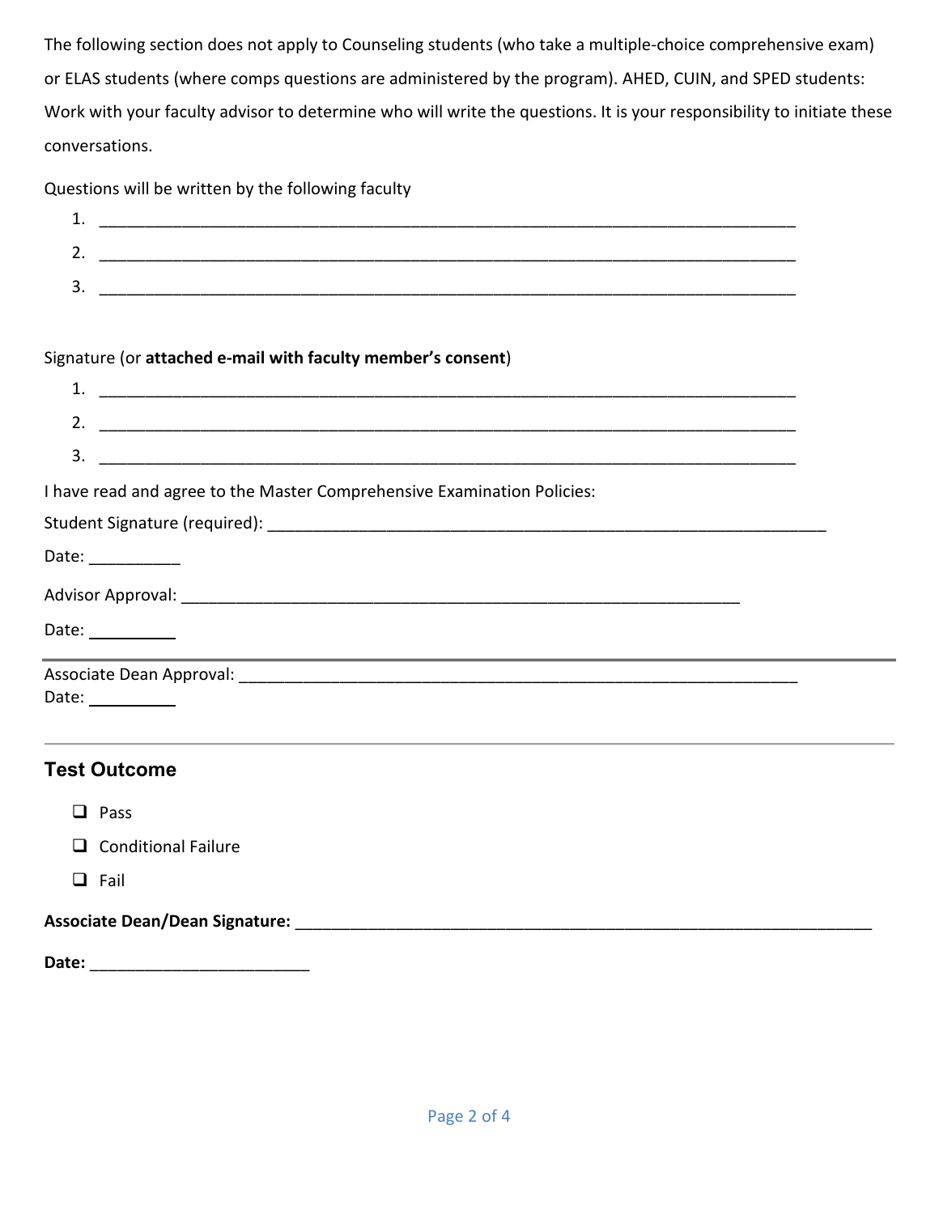The following section does not apply to Counseling students (who take a multiple-choice comprehensive exam) or ELAS students (where comps questions are administered by the program). AHED, CUIN, and SPED students: Work with your faculty advisor to determine who will write the questions. It is your responsibility to initiate these conversations.

Questions will be written by the following faculty

1. ______________________________________________________________________________
2. ______________________________________________________________________________
3. ______________________________________________________________________________

Signature (or **attached e-mail with faculty member's consent**)

1. ______________________________________________________________________________
2. ______________________________________________________________________________
3. ______________________________________________________________________________

I have read and agree to the Master Comprehensive Examination Policies:

Student Signature (required): ______________________________________________________________

Date: __________

Advisor Approval: ______________________________________________________________

Date: __________

---

Associate Dean Approval: ______________________________________________________________

Date: __________

---

## Test Outcome

- ☐ Pass
- ☐ Conditional Failure
- ☐ Fail

**Associate Dean/Dean Signature:** ______________________________________________________________

**Date:** ________________________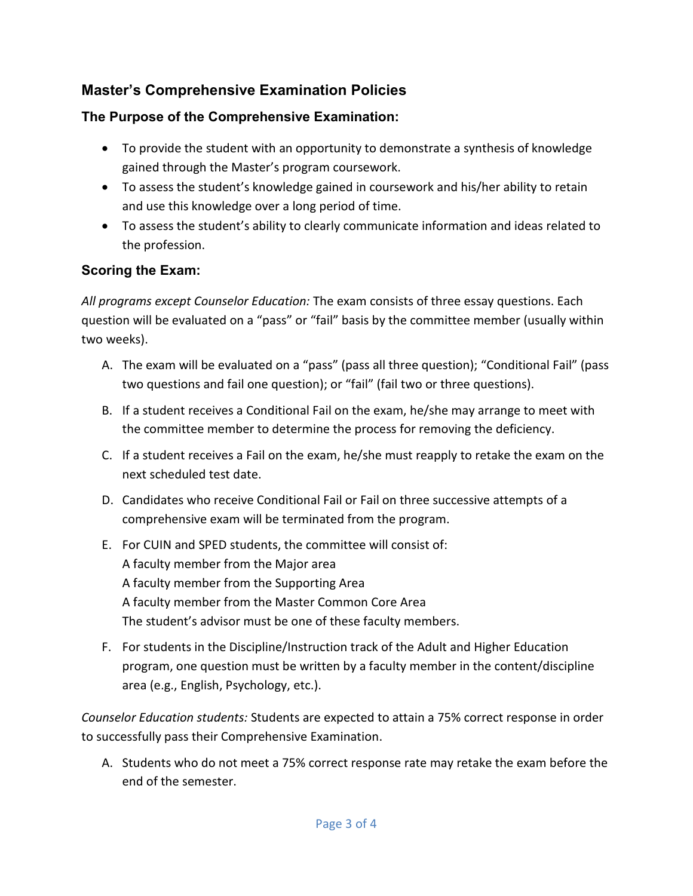## Master's Comprehensive Examination Policies

### The Purpose of the Comprehensive Examination:

- To provide the student with an opportunity to demonstrate a synthesis of knowledge gained through the Master's program coursework.
- To assess the student's knowledge gained in coursework and his/her ability to retain and use this knowledge over a long period of time.
- To assess the student's ability to clearly communicate information and ideas related to the profession.

### Scoring the Exam:

*All programs except Counselor Education:* The exam consists of three essay questions. Each question will be evaluated on a "pass" or "fail" basis by the committee member (usually within two weeks).

A. The exam will be evaluated on a "pass" (pass all three question); "Conditional Fail" (pass two questions and fail one question); or "fail" (fail two or three questions).

B. If a student receives a Conditional Fail on the exam, he/she may arrange to meet with the committee member to determine the process for removing the deficiency.

C. If a student receives a Fail on the exam, he/she must reapply to retake the exam on the next scheduled test date.

D. Candidates who receive Conditional Fail or Fail on three successive attempts of a comprehensive exam will be terminated from the program.

E. For CUIN and SPED students, the committee will consist of:
A faculty member from the Major area
A faculty member from the Supporting Area
A faculty member from the Master Common Core Area
The student's advisor must be one of these faculty members.

F. For students in the Discipline/Instruction track of the Adult and Higher Education program, one question must be written by a faculty member in the content/discipline area (e.g., English, Psychology, etc.).

*Counselor Education students:* Students are expected to attain a 75% correct response in order to successfully pass their Comprehensive Examination.

A. Students who do not meet a 75% correct response rate may retake the exam before the end of the semester.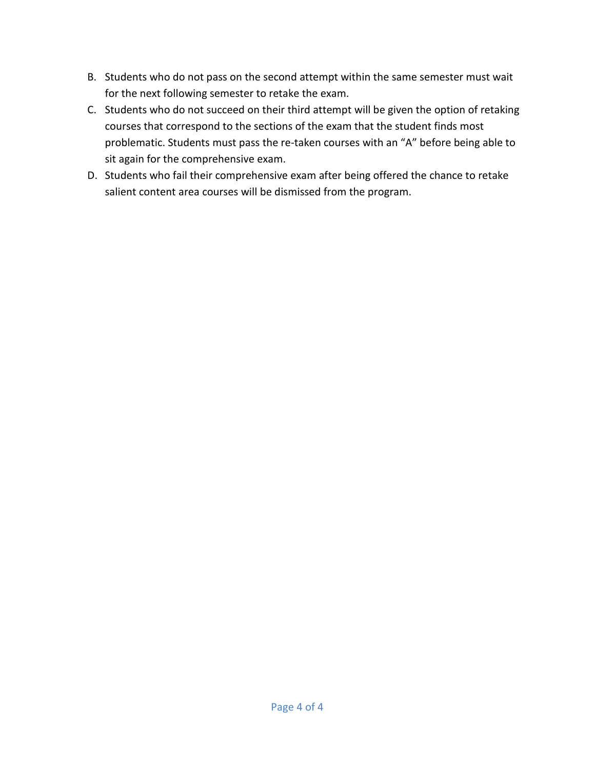B. Students who do not pass on the second attempt within the same semester must wait for the next following semester to retake the exam.
C. Students who do not succeed on their third attempt will be given the option of retaking courses that correspond to the sections of the exam that the student finds most problematic. Students must pass the re-taken courses with an "A" before being able to sit again for the comprehensive exam.
D. Students who fail their comprehensive exam after being offered the chance to retake salient content area courses will be dismissed from the program.